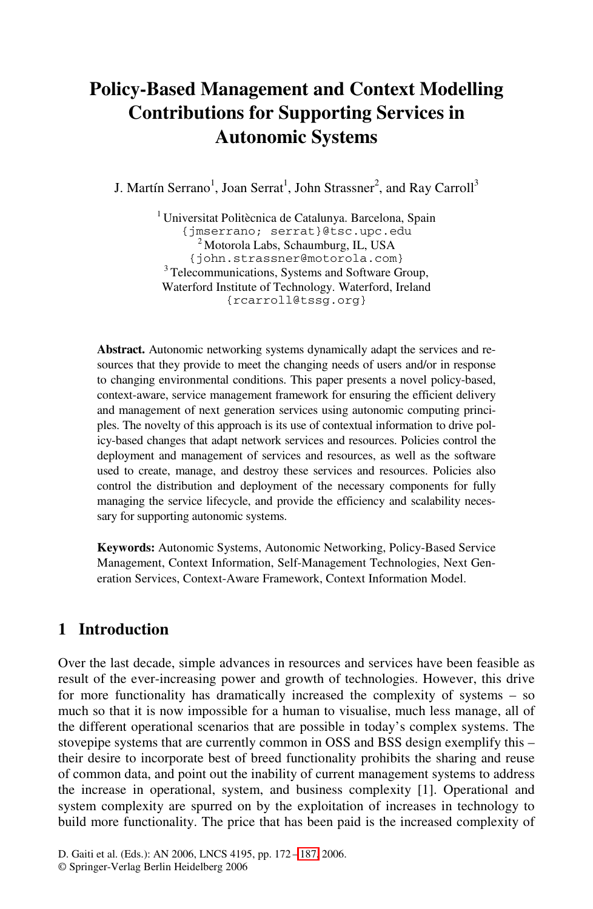# Policy-Based Management and Context Modelling Contributions for Supporting Services in Autonomic Systems

J. Martín Serrano[1], Joan Serrat[1], John Strassner[2], and Ray Carroll[3]

[1] Universitat Politècnica de Catalunya. Barcelona, Spain
{jmserrano; serrat}@tsc.upc.edu
[2] Motorola Labs, Schaumburg, IL, USA
{john.strassner@motorola.com}
[3] Telecommunications, Systems and Software Group, Waterford Institute of Technology. Waterford, Ireland
{rcarroll@tssg.org}

**Abstract.** Autonomic networking systems dynamically adapt the services and resources that they provide to meet the changing needs of users and/or in response to changing environmental conditions. This paper presents a novel policy-based, context-aware, service management framework for ensuring the efficient delivery and management of next generation services using autonomic computing principles. The novelty of this approach is its use of contextual information to drive policy-based changes that adapt network services and resources. Policies control the deployment and management of services and resources, as well as the software used to create, manage, and destroy these services and resources. Policies also control the distribution and deployment of the necessary components for fully managing the service lifecycle, and provide the efficiency and scalability necessary for supporting autonomic systems.

**Keywords:** Autonomic Systems, Autonomic Networking, Policy-Based Service Management, Context Information, Self-Management Technologies, Next Generation Services, Context-Aware Framework, Context Information Model.

## 1 Introduction

Over the last decade, simple advances in resources and services have been feasible as result of the ever-increasing power and growth of technologies. However, this drive for more functionality has dramatically increased the complexity of systems – so much so that it is now impossible for a human to visualise, much less manage, all of the different operational scenarios that are possible in today's complex systems. The stovepipe systems that are currently common in OSS and BSS design exemplify this – their desire to incorporate best of breed functionality prohibits the sharing and reuse of common data, and point out the inability of current management systems to address the increase in operational, system, and business complexity [1]. Operational and system complexity are spurred on by the exploitation of increases in technology to build more functionality. The price that has been paid is the increased complexity of

D. Gaiti et al. (Eds.): AN 2006, LNCS 4195, pp. 172 – 187, 2006.
© Springer-Verlag Berlin Heidelberg 2006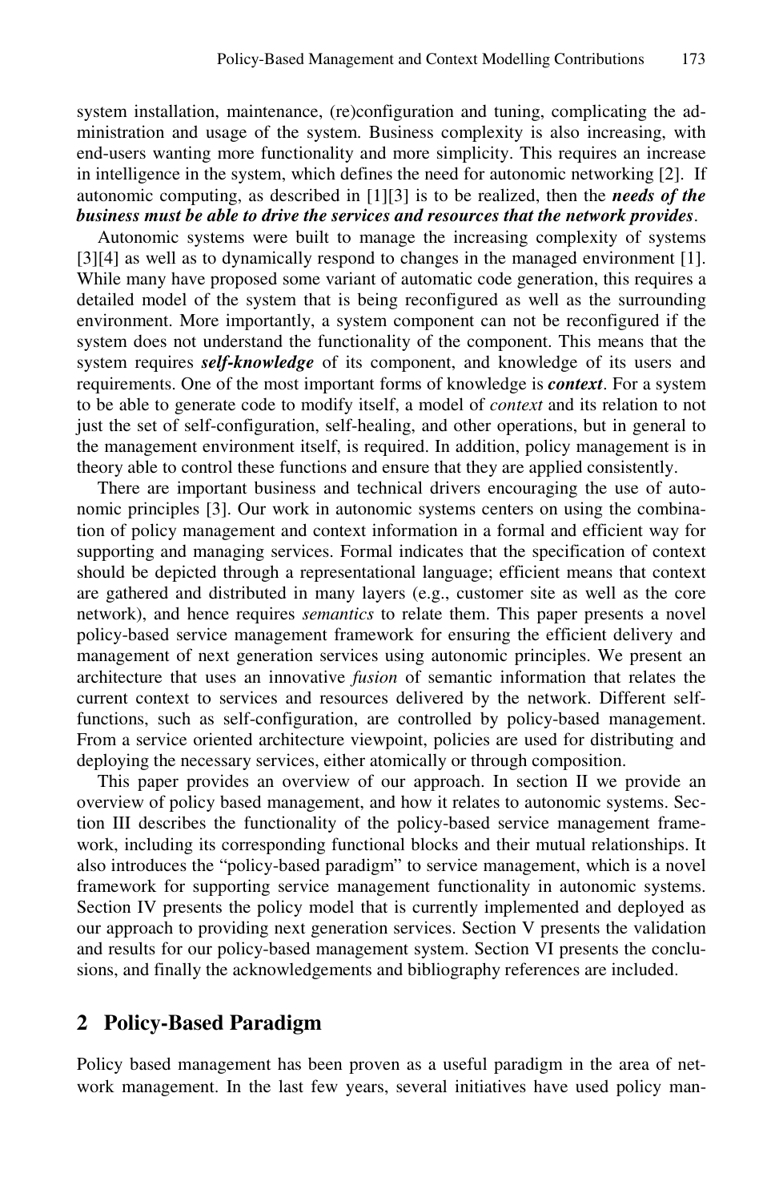system installation, maintenance, (re)configuration and tuning, complicating the administration and usage of the system. Business complexity is also increasing, with end-users wanting more functionality and more simplicity. This requires an increase in intelligence in the system, which defines the need for autonomic networking [2]. If autonomic computing, as described in [1][3] is to be realized, then the ***needs of the business must be able to drive the services and resources that the network provides***.

Autonomic systems were built to manage the increasing complexity of systems [3][4] as well as to dynamically respond to changes in the managed environment [1]. While many have proposed some variant of automatic code generation, this requires a detailed model of the system that is being reconfigured as well as the surrounding environment. More importantly, a system component can not be reconfigured if the system does not understand the functionality of the component. This means that the system requires ***self-knowledge*** of its component, and knowledge of its users and requirements. One of the most important forms of knowledge is ***context***. For a system to be able to generate code to modify itself, a model of *context* and its relation to not just the set of self-configuration, self-healing, and other operations, but in general to the management environment itself, is required. In addition, policy management is in theory able to control these functions and ensure that they are applied consistently.

There are important business and technical drivers encouraging the use of autonomic principles [3]. Our work in autonomic systems centers on using the combination of policy management and context information in a formal and efficient way for supporting and managing services. Formal indicates that the specification of context should be depicted through a representational language; efficient means that context are gathered and distributed in many layers (e.g., customer site as well as the core network), and hence requires *semantics* to relate them. This paper presents a novel policy-based service management framework for ensuring the efficient delivery and management of next generation services using autonomic principles. We present an architecture that uses an innovative *fusion* of semantic information that relates the current context to services and resources delivered by the network. Different self-functions, such as self-configuration, are controlled by policy-based management. From a service oriented architecture viewpoint, policies are used for distributing and deploying the necessary services, either atomically or through composition.

This paper provides an overview of our approach. In section II we provide an overview of policy based management, and how it relates to autonomic systems. Section III describes the functionality of the policy-based service management framework, including its corresponding functional blocks and their mutual relationships. It also introduces the "policy-based paradigm" to service management, which is a novel framework for supporting service management functionality in autonomic systems. Section IV presents the policy model that is currently implemented and deployed as our approach to providing next generation services. Section V presents the validation and results for our policy-based management system. Section VI presents the conclusions, and finally the acknowledgements and bibliography references are included.

## 2 Policy-Based Paradigm

Policy based management has been proven as a useful paradigm in the area of network management. In the last few years, several initiatives have used policy man-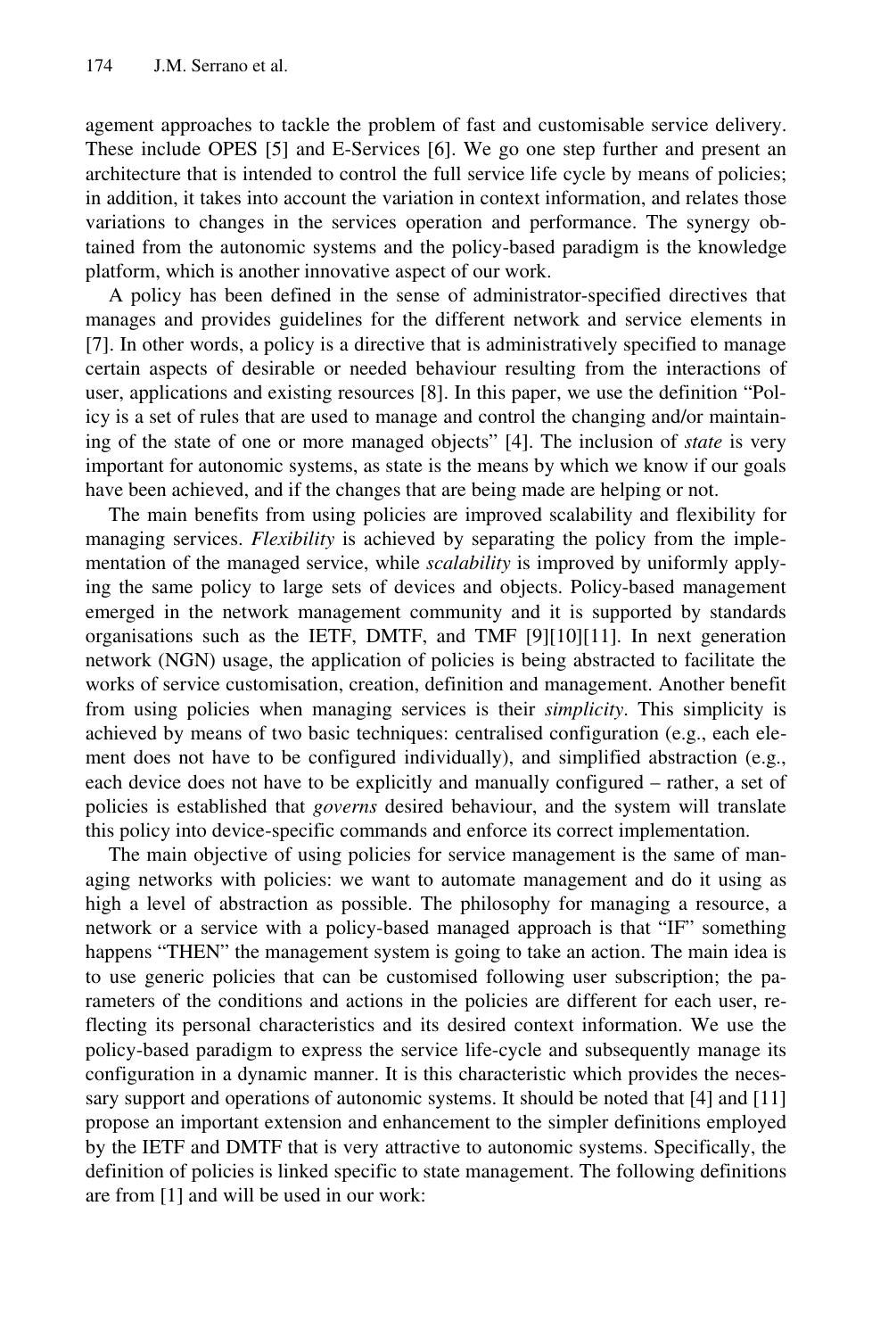agement approaches to tackle the problem of fast and customisable service delivery. These include OPES [5] and E-Services [6]. We go one step further and present an architecture that is intended to control the full service life cycle by means of policies; in addition, it takes into account the variation in context information, and relates those variations to changes in the services operation and performance. The synergy obtained from the autonomic systems and the policy-based paradigm is the knowledge platform, which is another innovative aspect of our work.

A policy has been defined in the sense of administrator-specified directives that manages and provides guidelines for the different network and service elements in [7]. In other words, a policy is a directive that is administratively specified to manage certain aspects of desirable or needed behaviour resulting from the interactions of user, applications and existing resources [8]. In this paper, we use the definition "Policy is a set of rules that are used to manage and control the changing and/or maintaining of the state of one or more managed objects" [4]. The inclusion of *state* is very important for autonomic systems, as state is the means by which we know if our goals have been achieved, and if the changes that are being made are helping or not.

The main benefits from using policies are improved scalability and flexibility for managing services. *Flexibility* is achieved by separating the policy from the implementation of the managed service, while *scalability* is improved by uniformly applying the same policy to large sets of devices and objects. Policy-based management emerged in the network management community and it is supported by standards organisations such as the IETF, DMTF, and TMF [9][10][11]. In next generation network (NGN) usage, the application of policies is being abstracted to facilitate the works of service customisation, creation, definition and management. Another benefit from using policies when managing services is their *simplicity*. This simplicity is achieved by means of two basic techniques: centralised configuration (e.g., each element does not have to be configured individually), and simplified abstraction (e.g., each device does not have to be explicitly and manually configured – rather, a set of policies is established that *governs* desired behaviour, and the system will translate this policy into device-specific commands and enforce its correct implementation.

The main objective of using policies for service management is the same of managing networks with policies: we want to automate management and do it using as high a level of abstraction as possible. The philosophy for managing a resource, a network or a service with a policy-based managed approach is that "IF" something happens "THEN" the management system is going to take an action. The main idea is to use generic policies that can be customised following user subscription; the parameters of the conditions and actions in the policies are different for each user, reflecting its personal characteristics and its desired context information. We use the policy-based paradigm to express the service life-cycle and subsequently manage its configuration in a dynamic manner. It is this characteristic which provides the necessary support and operations of autonomic systems. It should be noted that [4] and [11] propose an important extension and enhancement to the simpler definitions employed by the IETF and DMTF that is very attractive to autonomic systems. Specifically, the definition of policies is linked specific to state management. The following definitions are from [1] and will be used in our work: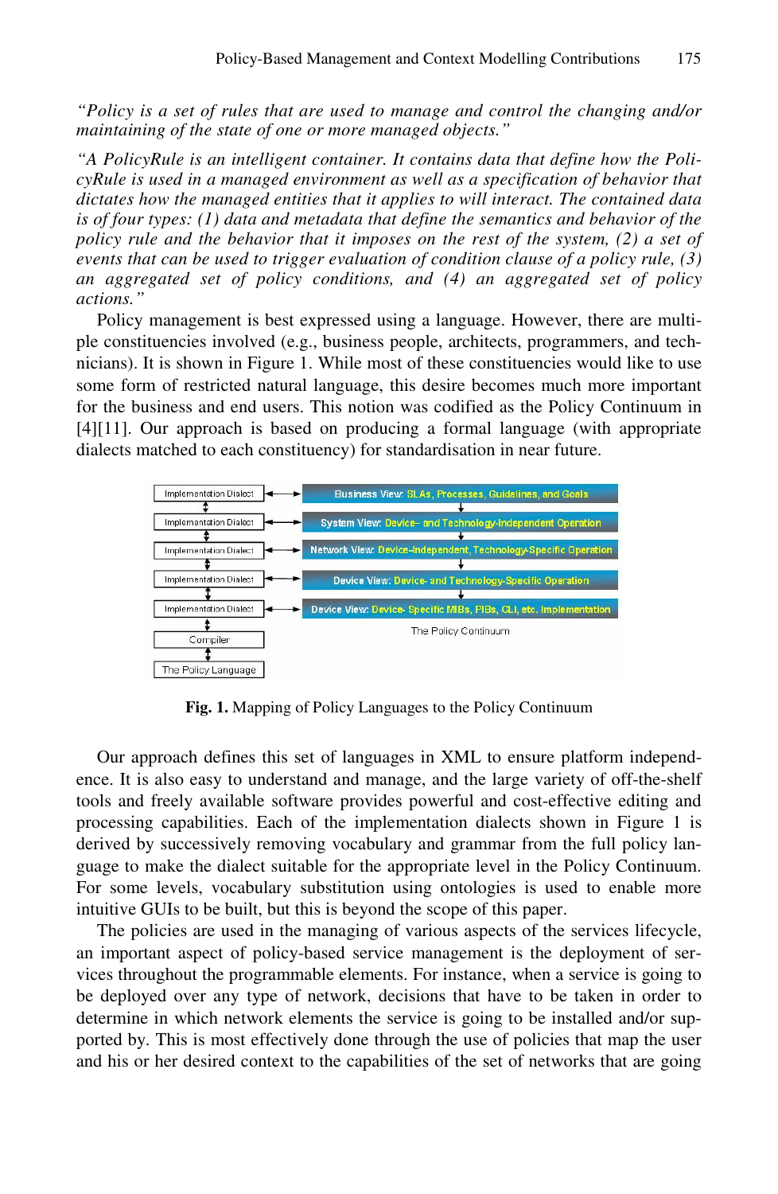*"Policy is a set of rules that are used to manage and control the changing and/or maintaining of the state of one or more managed objects."*

*"A PolicyRule is an intelligent container. It contains data that define how the PolicyRule is used in a managed environment as well as a specification of behavior that dictates how the managed entities that it applies to will interact. The contained data is of four types: (1) data and metadata that define the semantics and behavior of the policy rule and the behavior that it imposes on the rest of the system, (2) a set of events that can be used to trigger evaluation of condition clause of a policy rule, (3) an aggregated set of policy conditions, and (4) an aggregated set of policy actions."*

Policy management is best expressed using a language. However, there are multiple constituencies involved (e.g., business people, architects, programmers, and technicians). It is shown in Figure 1. While most of these constituencies would like to use some form of restricted natural language, this desire becomes much more important for the business and end users. This notion was codified as the Policy Continuum in [4][11]. Our approach is based on producing a formal language (with appropriate dialects matched to each constituency) for standardisation in near future.

| | | |
|---|---|---|
| Implementation Dialect | ↔ | Business View: SLAs, Processes, Guidelines, and Goals |
| Implementation Dialect | ↔ | System View: Device– and Technology-Independent Operation |
| Implementation Dialect | ↔ | Network View: Device-Independent, Technology-Specific Operation |
| Implementation Dialect | ↔ | Device View: Device- and Technology-Specific Operation |
| Implementation Dialect | ↔ | Device View: Device- Specific MIBs, PIBs, CLI, etc. Implementation |
| Compiler | | The Policy Continuum |
| The Policy Language | | |

**Fig. 1.** Mapping of Policy Languages to the Policy Continuum

Our approach defines this set of languages in XML to ensure platform independence. It is also easy to understand and manage, and the large variety of off-the-shelf tools and freely available software provides powerful and cost-effective editing and processing capabilities. Each of the implementation dialects shown in Figure 1 is derived by successively removing vocabulary and grammar from the full policy language to make the dialect suitable for the appropriate level in the Policy Continuum. For some levels, vocabulary substitution using ontologies is used to enable more intuitive GUIs to be built, but this is beyond the scope of this paper.

The policies are used in the managing of various aspects of the services lifecycle, an important aspect of policy-based service management is the deployment of services throughout the programmable elements. For instance, when a service is going to be deployed over any type of network, decisions that have to be taken in order to determine in which network elements the service is going to be installed and/or supported by. This is most effectively done through the use of policies that map the user and his or her desired context to the capabilities of the set of networks that are going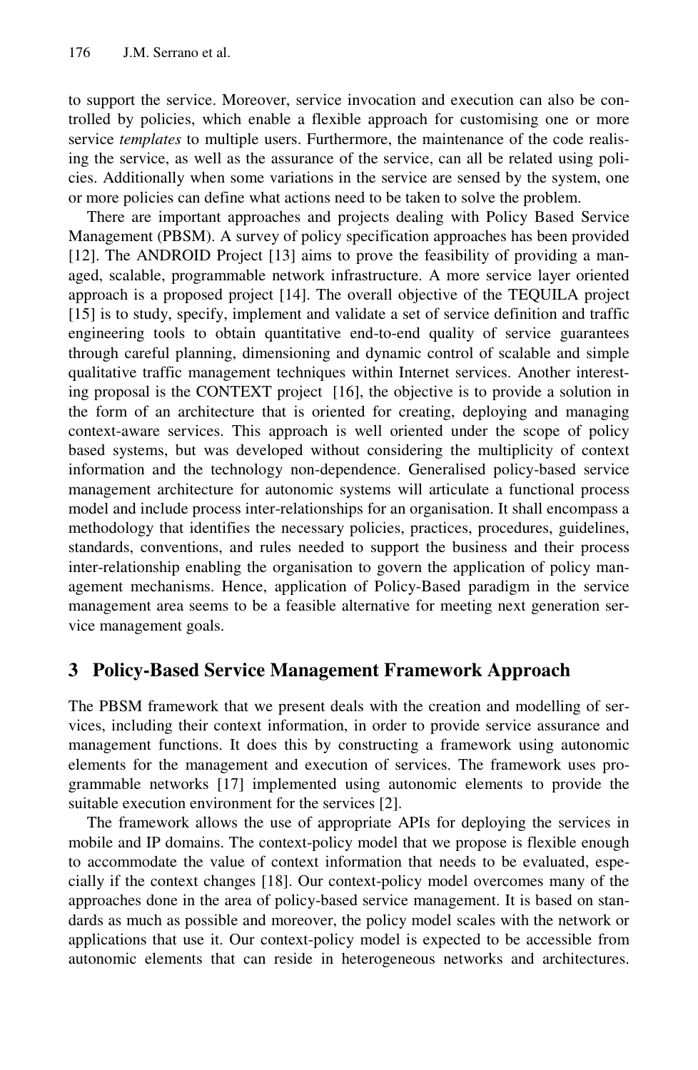to support the service. Moreover, service invocation and execution can also be controlled by policies, which enable a flexible approach for customising one or more service *templates* to multiple users. Furthermore, the maintenance of the code realising the service, as well as the assurance of the service, can all be related using policies. Additionally when some variations in the service are sensed by the system, one or more policies can define what actions need to be taken to solve the problem.

There are important approaches and projects dealing with Policy Based Service Management (PBSM). A survey of policy specification approaches has been provided [12]. The ANDROID Project [13] aims to prove the feasibility of providing a managed, scalable, programmable network infrastructure. A more service layer oriented approach is a proposed project [14]. The overall objective of the TEQUILA project [15] is to study, specify, implement and validate a set of service definition and traffic engineering tools to obtain quantitative end-to-end quality of service guarantees through careful planning, dimensioning and dynamic control of scalable and simple qualitative traffic management techniques within Internet services. Another interesting proposal is the CONTEXT project [16], the objective is to provide a solution in the form of an architecture that is oriented for creating, deploying and managing context-aware services. This approach is well oriented under the scope of policy based systems, but was developed without considering the multiplicity of context information and the technology non-dependence. Generalised policy-based service management architecture for autonomic systems will articulate a functional process model and include process inter-relationships for an organisation. It shall encompass a methodology that identifies the necessary policies, practices, procedures, guidelines, standards, conventions, and rules needed to support the business and their process inter-relationship enabling the organisation to govern the application of policy management mechanisms. Hence, application of Policy-Based paradigm in the service management area seems to be a feasible alternative for meeting next generation service management goals.

## 3 Policy-Based Service Management Framework Approach

The PBSM framework that we present deals with the creation and modelling of services, including their context information, in order to provide service assurance and management functions. It does this by constructing a framework using autonomic elements for the management and execution of services. The framework uses programmable networks [17] implemented using autonomic elements to provide the suitable execution environment for the services [2].

The framework allows the use of appropriate APIs for deploying the services in mobile and IP domains. The context-policy model that we propose is flexible enough to accommodate the value of context information that needs to be evaluated, especially if the context changes [18]. Our context-policy model overcomes many of the approaches done in the area of policy-based service management. It is based on standards as much as possible and moreover, the policy model scales with the network or applications that use it. Our context-policy model is expected to be accessible from autonomic elements that can reside in heterogeneous networks and architectures.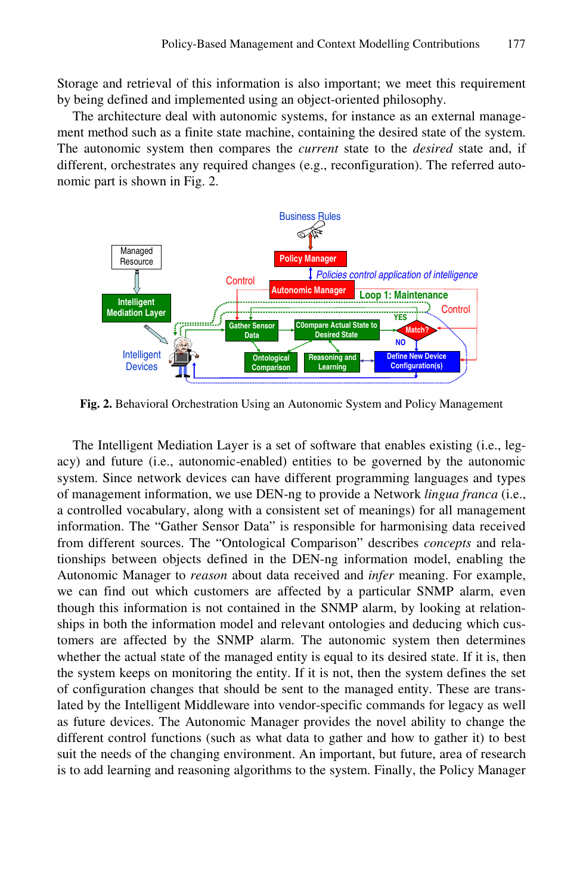Storage and retrieval of this information is also important; we meet this requirement by being defined and implemented using an object-oriented philosophy.

The architecture deal with autonomic systems, for instance as an external management method such as a finite state machine, containing the desired state of the system. The autonomic system then compares the *current* state to the *desired* state and, if different, orchestrates any required changes (e.g., reconfiguration). The referred autonomic part is shown in Fig. 2.

Business Rules
Policy Manager
Policies control application of intelligence
Managed Resource
Control
Autonomic Manager
Loop 1: Maintenance
Intelligent Mediation Layer
Control
YES
Gather Sensor Data
COmpare Actual State to Desired State
Match?
NO
Intelligent Devices
Ontological Comparison
Reasoning and Learning
Define New Device Configuration(s)

**Fig. 2.** Behavioral Orchestration Using an Autonomic System and Policy Management

The Intelligent Mediation Layer is a set of software that enables existing (i.e., legacy) and future (i.e., autonomic-enabled) entities to be governed by the autonomic system. Since network devices can have different programming languages and types of management information, we use DEN-ng to provide a Network *lingua franca* (i.e., a controlled vocabulary, along with a consistent set of meanings) for all management information. The "Gather Sensor Data" is responsible for harmonising data received from different sources. The "Ontological Comparison" describes *concepts* and relationships between objects defined in the DEN-ng information model, enabling the Autonomic Manager to *reason* about data received and *infer* meaning. For example, we can find out which customers are affected by a particular SNMP alarm, even though this information is not contained in the SNMP alarm, by looking at relationships in both the information model and relevant ontologies and deducing which customers are affected by the SNMP alarm. The autonomic system then determines whether the actual state of the managed entity is equal to its desired state. If it is, then the system keeps on monitoring the entity. If it is not, then the system defines the set of configuration changes that should be sent to the managed entity. These are translated by the Intelligent Middleware into vendor-specific commands for legacy as well as future devices. The Autonomic Manager provides the novel ability to change the different control functions (such as what data to gather and how to gather it) to best suit the needs of the changing environment. An important, but future, area of research is to add learning and reasoning algorithms to the system. Finally, the Policy Manager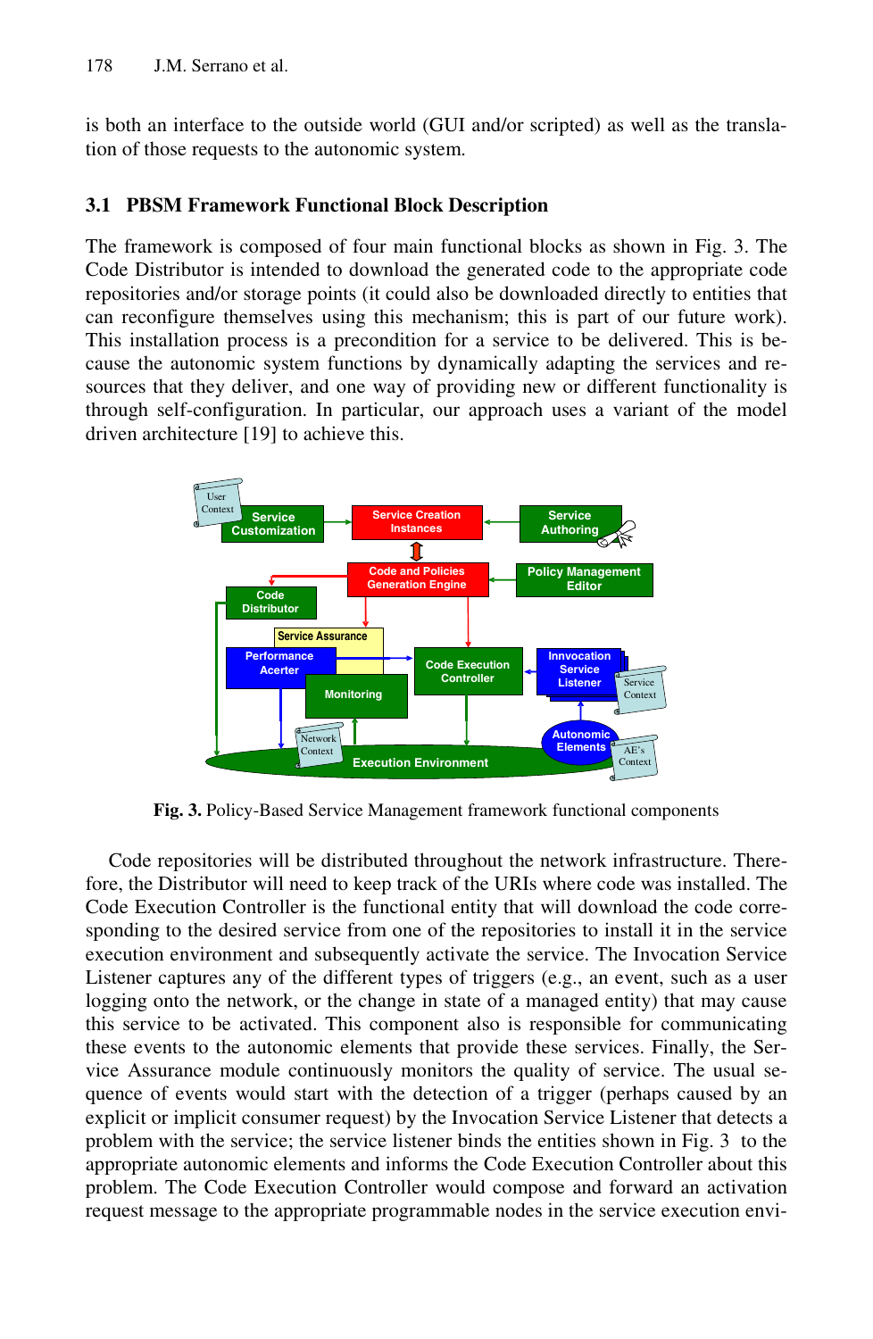is both an interface to the outside world (GUI and/or scripted) as well as the translation of those requests to the autonomic system.

### 3.1 PBSM Framework Functional Block Description

The framework is composed of four main functional blocks as shown in Fig. 3. The Code Distributor is intended to download the generated code to the appropriate code repositories and/or storage points (it could also be downloaded directly to entities that can reconfigure themselves using this mechanism; this is part of our future work). This installation process is a precondition for a service to be delivered. This is because the autonomic system functions by dynamically adapting the services and resources that they deliver, and one way of providing new or different functionality is through self-configuration. In particular, our approach uses a variant of the model driven architecture [19] to achieve this.

**Fig. 3.** Policy-Based Service Management framework functional components

Code repositories will be distributed throughout the network infrastructure. Therefore, the Distributor will need to keep track of the URIs where code was installed. The Code Execution Controller is the functional entity that will download the code corresponding to the desired service from one of the repositories to install it in the service execution environment and subsequently activate the service. The Invocation Service Listener captures any of the different types of triggers (e.g., an event, such as a user logging onto the network, or the change in state of a managed entity) that may cause this service to be activated. This component also is responsible for communicating these events to the autonomic elements that provide these services. Finally, the Service Assurance module continuously monitors the quality of service. The usual sequence of events would start with the detection of a trigger (perhaps caused by an explicit or implicit consumer request) by the Invocation Service Listener that detects a problem with the service; the service listener binds the entities shown in Fig. 3 to the appropriate autonomic elements and informs the Code Execution Controller about this problem. The Code Execution Controller would compose and forward an activation request message to the appropriate programmable nodes in the service execution envi-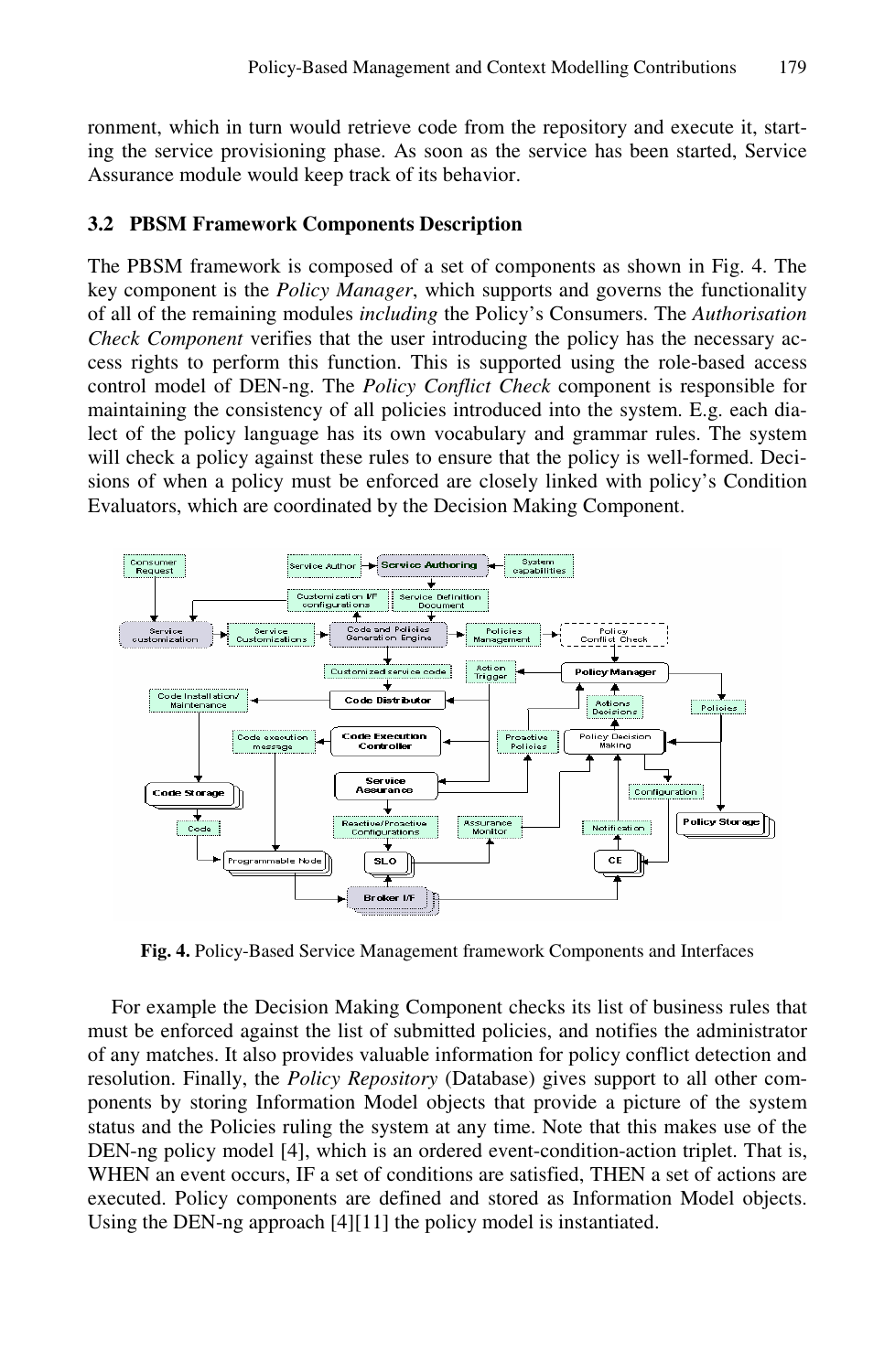ronment, which in turn would retrieve code from the repository and execute it, starting the service provisioning phase. As soon as the service has been started, Service Assurance module would keep track of its behavior.

### 3.2 PBSM Framework Components Description

The PBSM framework is composed of a set of components as shown in Fig. 4. The key component is the *Policy Manager*, which supports and governs the functionality of all of the remaining modules *including* the Policy's Consumers. The *Authorisation Check Component* verifies that the user introducing the policy has the necessary access rights to perform this function. This is supported using the role-based access control model of DEN-ng. The *Policy Conflict Check* component is responsible for maintaining the consistency of all policies introduced into the system. E.g. each dialect of the policy language has its own vocabulary and grammar rules. The system will check a policy against these rules to ensure that the policy is well-formed. Decisions of when a policy must be enforced are closely linked with policy's Condition Evaluators, which are coordinated by the Decision Making Component.

**Fig. 4.** Policy-Based Service Management framework Components and Interfaces

For example the Decision Making Component checks its list of business rules that must be enforced against the list of submitted policies, and notifies the administrator of any matches. It also provides valuable information for policy conflict detection and resolution. Finally, the *Policy Repository* (Database) gives support to all other components by storing Information Model objects that provide a picture of the system status and the Policies ruling the system at any time. Note that this makes use of the DEN-ng policy model [4], which is an ordered event-condition-action triplet. That is, WHEN an event occurs, IF a set of conditions are satisfied, THEN a set of actions are executed. Policy components are defined and stored as Information Model objects. Using the DEN-ng approach [4][11] the policy model is instantiated.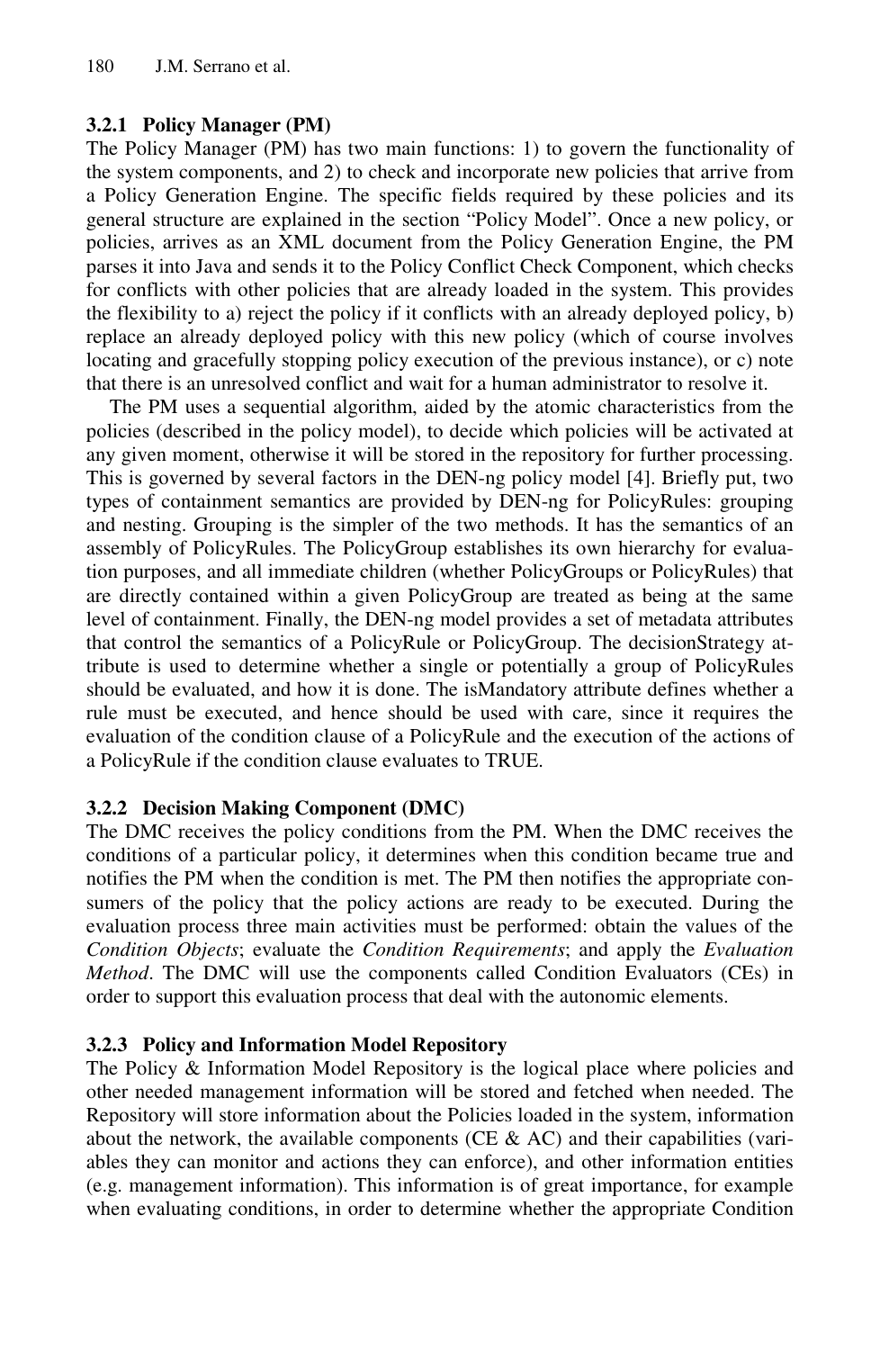### 3.2.1 Policy Manager (PM)

The Policy Manager (PM) has two main functions: 1) to govern the functionality of the system components, and 2) to check and incorporate new policies that arrive from a Policy Generation Engine. The specific fields required by these policies and its general structure are explained in the section "Policy Model". Once a new policy, or policies, arrives as an XML document from the Policy Generation Engine, the PM parses it into Java and sends it to the Policy Conflict Check Component, which checks for conflicts with other policies that are already loaded in the system. This provides the flexibility to a) reject the policy if it conflicts with an already deployed policy, b) replace an already deployed policy with this new policy (which of course involves locating and gracefully stopping policy execution of the previous instance), or c) note that there is an unresolved conflict and wait for a human administrator to resolve it.

The PM uses a sequential algorithm, aided by the atomic characteristics from the policies (described in the policy model), to decide which policies will be activated at any given moment, otherwise it will be stored in the repository for further processing. This is governed by several factors in the DEN-ng policy model [4]. Briefly put, two types of containment semantics are provided by DEN-ng for PolicyRules: grouping and nesting. Grouping is the simpler of the two methods. It has the semantics of an assembly of PolicyRules. The PolicyGroup establishes its own hierarchy for evaluation purposes, and all immediate children (whether PolicyGroups or PolicyRules) that are directly contained within a given PolicyGroup are treated as being at the same level of containment. Finally, the DEN-ng model provides a set of metadata attributes that control the semantics of a PolicyRule or PolicyGroup. The decisionStrategy attribute is used to determine whether a single or potentially a group of PolicyRules should be evaluated, and how it is done. The isMandatory attribute defines whether a rule must be executed, and hence should be used with care, since it requires the evaluation of the condition clause of a PolicyRule and the execution of the actions of a PolicyRule if the condition clause evaluates to TRUE.

### 3.2.2 Decision Making Component (DMC)

The DMC receives the policy conditions from the PM. When the DMC receives the conditions of a particular policy, it determines when this condition became true and notifies the PM when the condition is met. The PM then notifies the appropriate consumers of the policy that the policy actions are ready to be executed. During the evaluation process three main activities must be performed: obtain the values of the *Condition Objects*; evaluate the *Condition Requirements*; and apply the *Evaluation Method*. The DMC will use the components called Condition Evaluators (CEs) in order to support this evaluation process that deal with the autonomic elements.

### 3.2.3 Policy and Information Model Repository

The Policy & Information Model Repository is the logical place where policies and other needed management information will be stored and fetched when needed. The Repository will store information about the Policies loaded in the system, information about the network, the available components (CE & AC) and their capabilities (variables they can monitor and actions they can enforce), and other information entities (e.g. management information). This information is of great importance, for example when evaluating conditions, in order to determine whether the appropriate Condition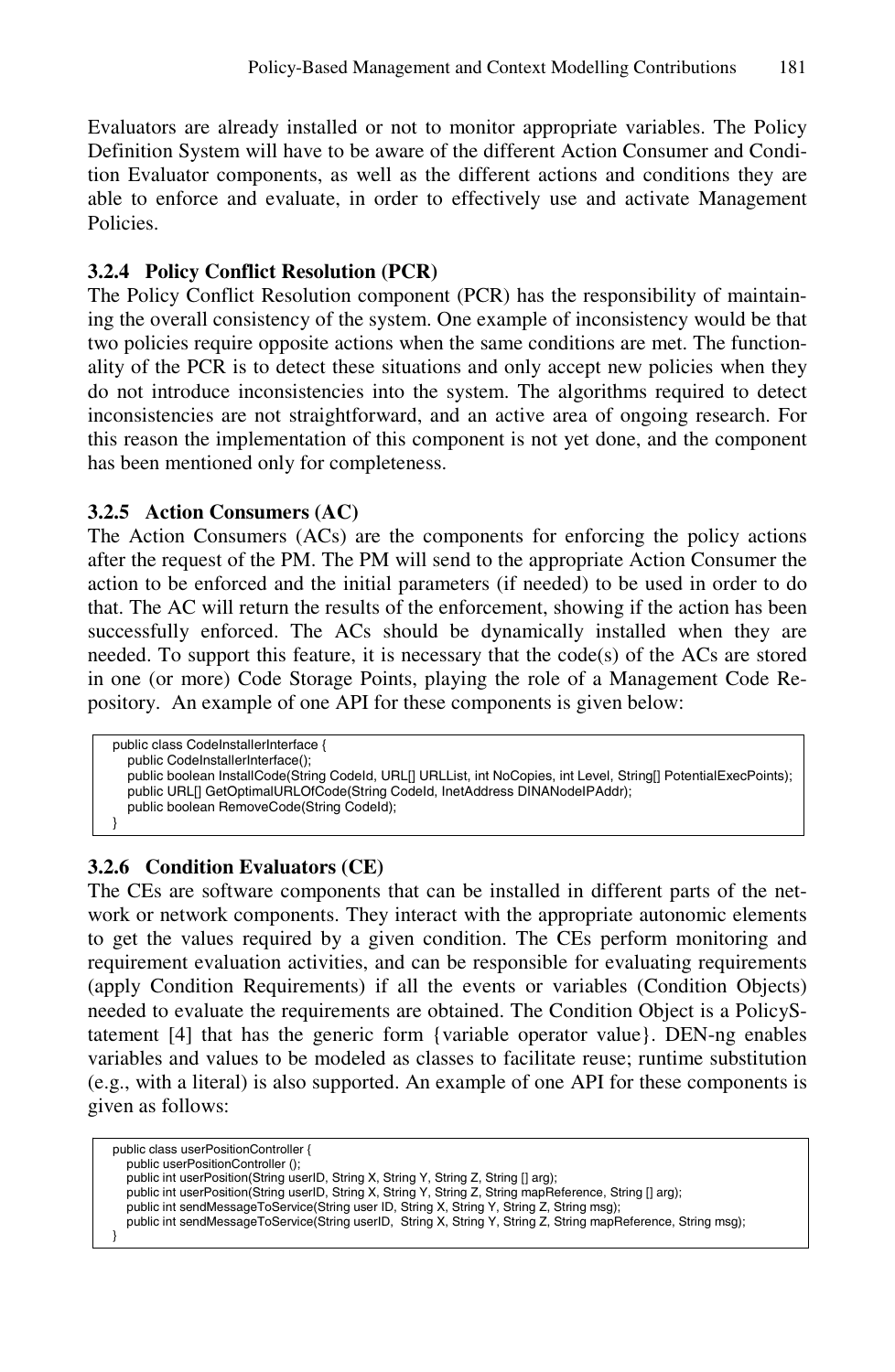Evaluators are already installed or not to monitor appropriate variables. The Policy Definition System will have to be aware of the different Action Consumer and Condition Evaluator components, as well as the different actions and conditions they are able to enforce and evaluate, in order to effectively use and activate Management Policies.

### 3.2.4 Policy Conflict Resolution (PCR)

The Policy Conflict Resolution component (PCR) has the responsibility of maintaining the overall consistency of the system. One example of inconsistency would be that two policies require opposite actions when the same conditions are met. The functionality of the PCR is to detect these situations and only accept new policies when they do not introduce inconsistencies into the system. The algorithms required to detect inconsistencies are not straightforward, and an active area of ongoing research. For this reason the implementation of this component is not yet done, and the component has been mentioned only for completeness.

### 3.2.5 Action Consumers (AC)

The Action Consumers (ACs) are the components for enforcing the policy actions after the request of the PM. The PM will send to the appropriate Action Consumer the action to be enforced and the initial parameters (if needed) to be used in order to do that. The AC will return the results of the enforcement, showing if the action has been successfully enforced. The ACs should be dynamically installed when they are needed. To support this feature, it is necessary that the code(s) of the ACs are stored in one (or more) Code Storage Points, playing the role of a Management Code Repository. An example of one API for these components is given below:

```
public class CodeInstallerInterface {
   public CodeInstallerInterface();
   public boolean InstallCode(String CodeId, URL[] URLList, int NoCopies, int Level, String[] PotentialExecPoints);
   public URL[] GetOptimalURLOfCode(String CodeId, InetAddress DINANodeIPAddr);
   public boolean RemoveCode(String CodeId);
}
```

### 3.2.6 Condition Evaluators (CE)

The CEs are software components that can be installed in different parts of the network or network components. They interact with the appropriate autonomic elements to get the values required by a given condition. The CEs perform monitoring and requirement evaluation activities, and can be responsible for evaluating requirements (apply Condition Requirements) if all the events or variables (Condition Objects) needed to evaluate the requirements are obtained. The Condition Object is a PolicyStatement [4] that has the generic form {variable operator value}. DEN-ng enables variables and values to be modeled as classes to facilitate reuse; runtime substitution (e.g., with a literal) is also supported. An example of one API for these components is given as follows:

```
public class userPositionController {
   public userPositionController ();
   public int userPosition(String userID, String X, String Y, String Z, String [] arg);
   public int userPosition(String userID, String X, String Y, String Z, String mapReference, String [] arg);
   public int sendMessageToService(String user ID, String X, String Y, String Z, String msg);
   public int sendMessageToService(String userID,  String X, String Y, String Z, String mapReference, String msg);
}
```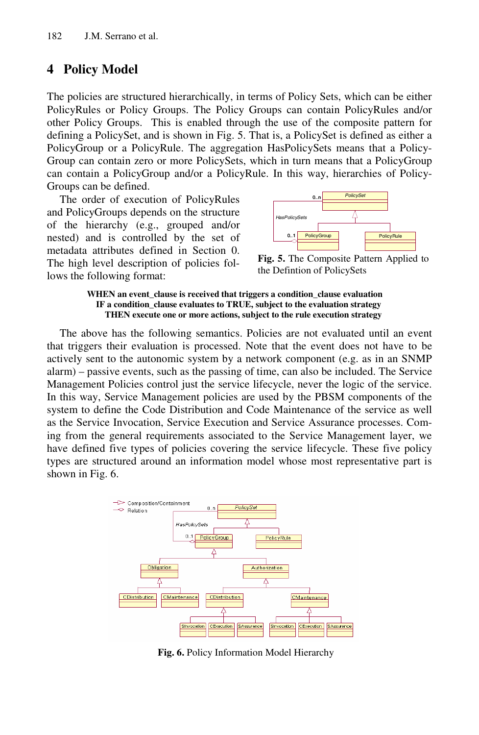## 4 Policy Model

The policies are structured hierarchically, in terms of Policy Sets, which can be either PolicyRules or Policy Groups. The Policy Groups can contain PolicyRules and/or other Policy Groups. This is enabled through the use of the composite pattern for defining a PolicySet, and is shown in Fig. 5. That is, a PolicySet is defined as either a PolicyGroup or a PolicyRule. The aggregation HasPolicySets means that a PolicyGroup can contain zero or more PolicySets, which in turn means that a PolicyGroup can contain a PolicyGroup and/or a PolicyRule. In this way, hierarchies of PolicyGroups can be defined.

The order of execution of PolicyRules and PolicyGroups depends on the structure of the hierarchy (e.g., grouped and/or nested) and is controlled by the set of metadata attributes defined in Section 0. The high level description of policies follows the following format:

**Fig. 5.** The Composite Pattern Applied to the Defintion of PolicySets

**WHEN an event_clause is received that triggers a condition_clause evaluation**
**IF a condition_clause evaluates to TRUE, subject to the evaluation strategy**
**THEN execute one or more actions, subject to the rule execution strategy**

The above has the following semantics. Policies are not evaluated until an event that triggers their evaluation is processed. Note that the event does not have to be actively sent to the autonomic system by a network component (e.g. as in an SNMP alarm) – passive events, such as the passing of time, can also be included. The Service Management Policies control just the service lifecycle, never the logic of the service. In this way, Service Management policies are used by the PBSM components of the system to define the Code Distribution and Code Maintenance of the service as well as the Service Invocation, Service Execution and Service Assurance processes. Coming from the general requirements associated to the Service Management layer, we have defined five types of policies covering the service lifecycle. These five policy types are structured around an information model whose most representative part is shown in Fig. 6.

**Fig. 6.** Policy Information Model Hierarchy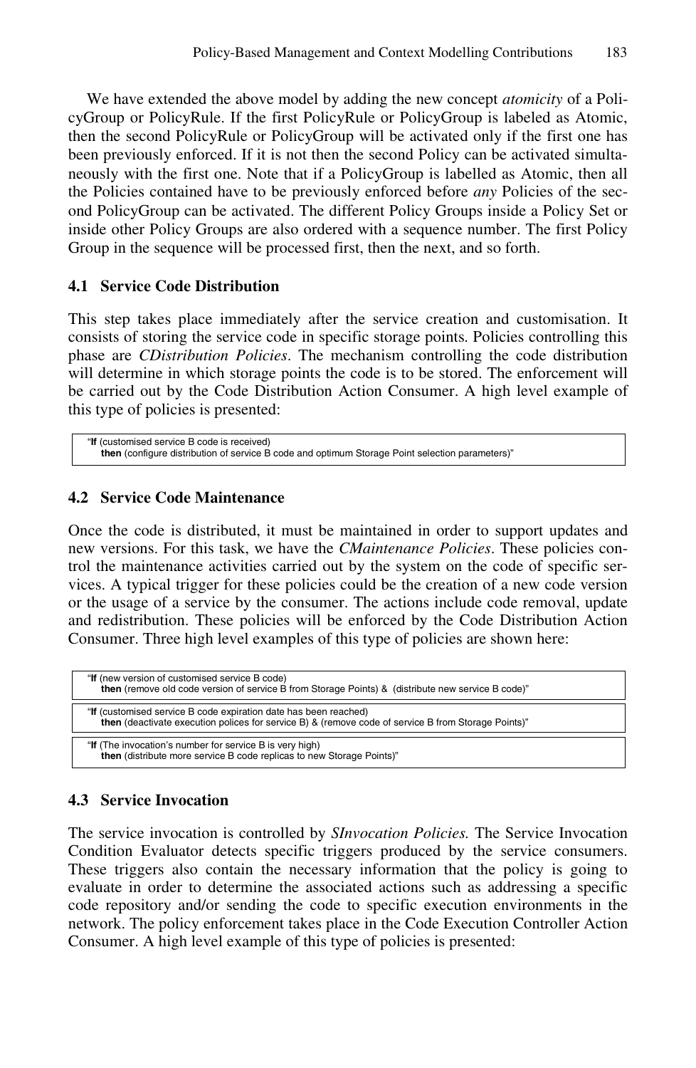We have extended the above model by adding the new concept *atomicity* of a PolicyGroup or PolicyRule. If the first PolicyRule or PolicyGroup is labeled as Atomic, then the second PolicyRule or PolicyGroup will be activated only if the first one has been previously enforced. If it is not then the second Policy can be activated simultaneously with the first one. Note that if a PolicyGroup is labelled as Atomic, then all the Policies contained have to be previously enforced before *any* Policies of the second PolicyGroup can be activated. The different Policy Groups inside a Policy Set or inside other Policy Groups are also ordered with a sequence number. The first Policy Group in the sequence will be processed first, then the next, and so forth.

### 4.1 Service Code Distribution

This step takes place immediately after the service creation and customisation. It consists of storing the service code in specific storage points. Policies controlling this phase are *CDistribution Policies*. The mechanism controlling the code distribution will determine in which storage points the code is to be stored. The enforcement will be carried out by the Code Distribution Action Consumer. A high level example of this type of policies is presented:

> "**If** (customised service B code is received)
> **then** (configure distribution of service B code and optimum Storage Point selection parameters)"

### 4.2 Service Code Maintenance

Once the code is distributed, it must be maintained in order to support updates and new versions. For this task, we have the *CMaintenance Policies*. These policies control the maintenance activities carried out by the system on the code of specific services. A typical trigger for these policies could be the creation of a new code version or the usage of a service by the consumer. The actions include code removal, update and redistribution. These policies will be enforced by the Code Distribution Action Consumer. Three high level examples of this type of policies are shown here:

> "**If** (new version of customised service B code)
> **then** (remove old code version of service B from Storage Points) & (distribute new service B code)"

> "**If** (customised service B code expiration date has been reached)
> **then** (deactivate execution polices for service B) & (remove code of service B from Storage Points)"

> "**If** (The invocation's number for service B is very high)
> **then** (distribute more service B code replicas to new Storage Points)"

### 4.3 Service Invocation

The service invocation is controlled by *SInvocation Policies.* The Service Invocation Condition Evaluator detects specific triggers produced by the service consumers. These triggers also contain the necessary information that the policy is going to evaluate in order to determine the associated actions such as addressing a specific code repository and/or sending the code to specific execution environments in the network. The policy enforcement takes place in the Code Execution Controller Action Consumer. A high level example of this type of policies is presented: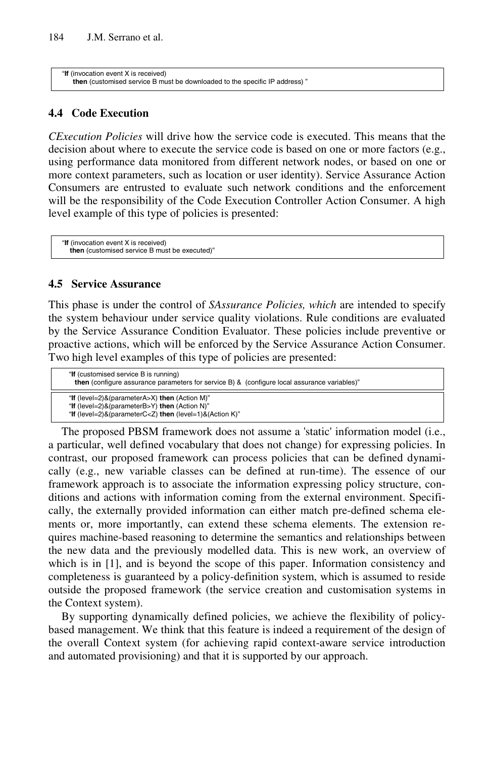```
"If (invocation event X is received)
    then (customised service B must be downloaded to the specific IP address) "
```

### 4.4 Code Execution

*CExecution Policies* will drive how the service code is executed. This means that the decision about where to execute the service code is based on one or more factors (e.g., using performance data monitored from different network nodes, or based on one or more context parameters, such as location or user identity). Service Assurance Action Consumers are entrusted to evaluate such network conditions and the enforcement will be the responsibility of the Code Execution Controller Action Consumer. A high level example of this type of policies is presented:

```
"If (invocation event X is received)
   then (customised service B must be executed)"
```

### 4.5 Service Assurance

This phase is under the control of *SAssurance Policies, which* are intended to specify the system behaviour under service quality violations. Rule conditions are evaluated by the Service Assurance Condition Evaluator. These policies include preventive or proactive actions, which will be enforced by the Service Assurance Action Consumer. Two high level examples of this type of policies are presented:

```
"If (customised service B is running)
   then (configure assurance parameters for service B) &  (configure local assurance variables)"
```

```
"If (level=2)&(parameterA>X) then (Action M)"
"If (level=2)&(parameterB>Y) then (Action N)"
"If (level=2)&(parameterC<Z) then (level=1)&(Action K)"
```

The proposed PBSM framework does not assume a 'static' information model (i.e., a particular, well defined vocabulary that does not change) for expressing policies. In contrast, our proposed framework can process policies that can be defined dynamically (e.g., new variable classes can be defined at run-time). The essence of our framework approach is to associate the information expressing policy structure, conditions and actions with information coming from the external environment. Specifically, the externally provided information can either match pre-defined schema elements or, more importantly, can extend these schema elements. The extension requires machine-based reasoning to determine the semantics and relationships between the new data and the previously modelled data. This is new work, an overview of which is in [1], and is beyond the scope of this paper. Information consistency and completeness is guaranteed by a policy-definition system, which is assumed to reside outside the proposed framework (the service creation and customisation systems in the Context system).

By supporting dynamically defined policies, we achieve the flexibility of policy-based management. We think that this feature is indeed a requirement of the design of the overall Context system (for achieving rapid context-aware service introduction and automated provisioning) and that it is supported by our approach.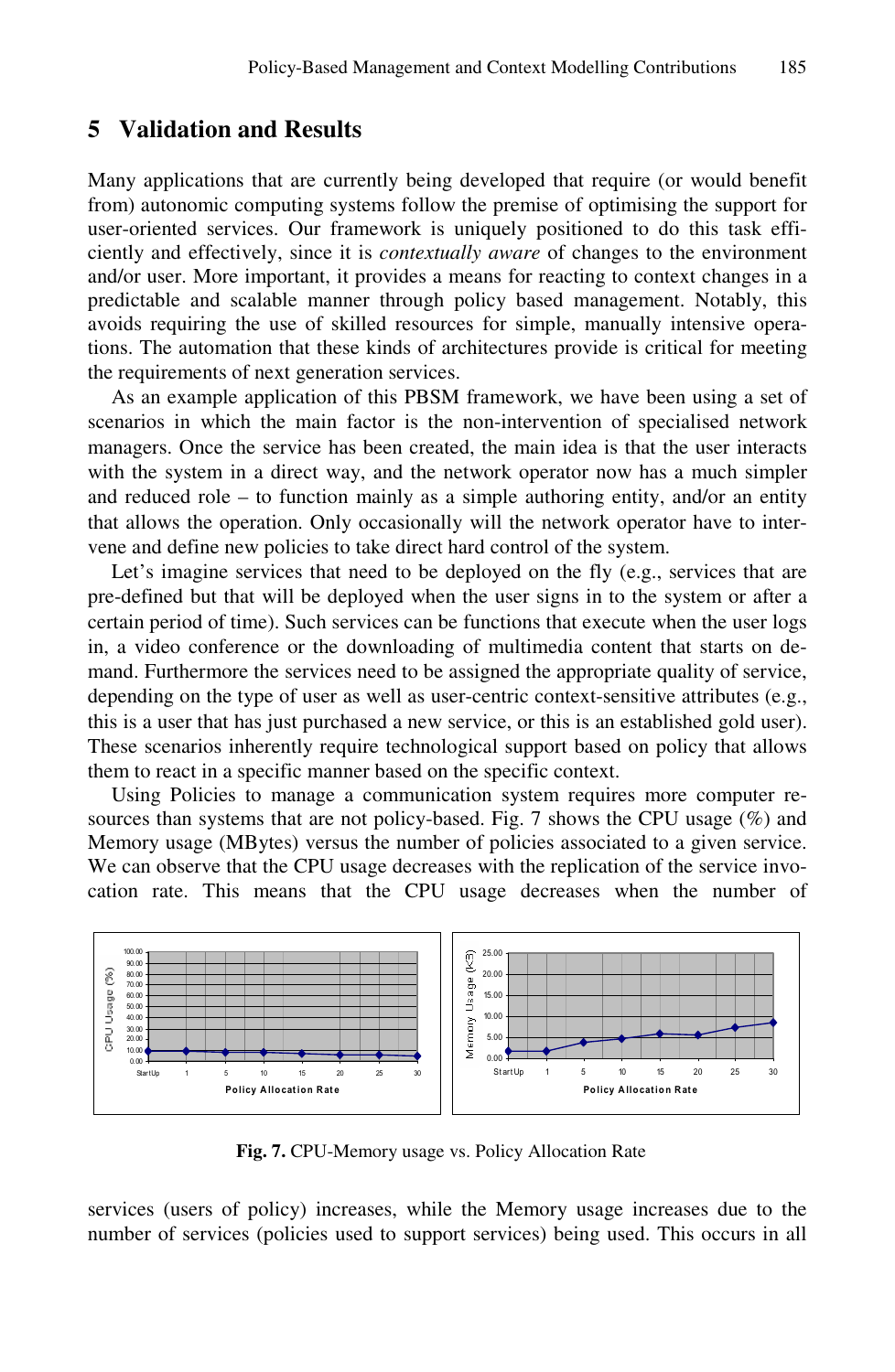## 5 Validation and Results

Many applications that are currently being developed that require (or would benefit from) autonomic computing systems follow the premise of optimising the support for user-oriented services. Our framework is uniquely positioned to do this task efficiently and effectively, since it is *contextually aware* of changes to the environment and/or user. More important, it provides a means for reacting to context changes in a predictable and scalable manner through policy based management. Notably, this avoids requiring the use of skilled resources for simple, manually intensive operations. The automation that these kinds of architectures provide is critical for meeting the requirements of next generation services.

As an example application of this PBSM framework, we have been using a set of scenarios in which the main factor is the non-intervention of specialised network managers. Once the service has been created, the main idea is that the user interacts with the system in a direct way, and the network operator now has a much simpler and reduced role – to function mainly as a simple authoring entity, and/or an entity that allows the operation. Only occasionally will the network operator have to intervene and define new policies to take direct hard control of the system.

Let's imagine services that need to be deployed on the fly (e.g., services that are pre-defined but that will be deployed when the user signs in to the system or after a certain period of time). Such services can be functions that execute when the user logs in, a video conference or the downloading of multimedia content that starts on demand. Furthermore the services need to be assigned the appropriate quality of service, depending on the type of user as well as user-centric context-sensitive attributes (e.g., this is a user that has just purchased a new service, or this is an established gold user). These scenarios inherently require technological support based on policy that allows them to react in a specific manner based on the specific context.

Using Policies to manage a communication system requires more computer resources than systems that are not policy-based. Fig. 7 shows the CPU usage (%) and Memory usage (MBytes) versus the number of policies associated to a given service. We can observe that the CPU usage decreases with the replication of the service invocation rate. This means that the CPU usage decreases when the number of

**Fig. 7.** CPU-Memory usage vs. Policy Allocation Rate

services (users of policy) increases, while the Memory usage increases due to the number of services (policies used to support services) being used. This occurs in all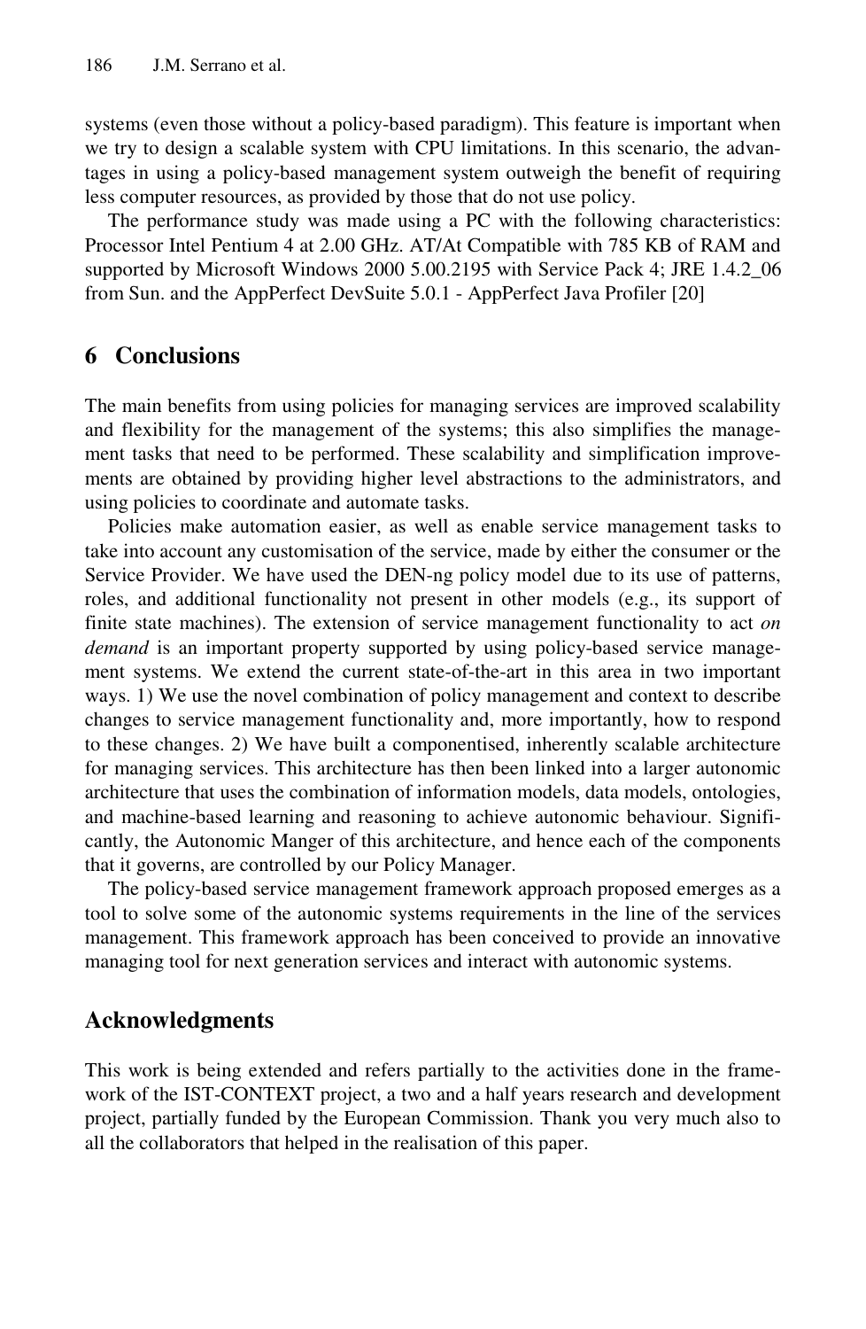systems (even those without a policy-based paradigm). This feature is important when we try to design a scalable system with CPU limitations. In this scenario, the advantages in using a policy-based management system outweigh the benefit of requiring less computer resources, as provided by those that do not use policy.

The performance study was made using a PC with the following characteristics: Processor Intel Pentium 4 at 2.00 GHz. AT/At Compatible with 785 KB of RAM and supported by Microsoft Windows 2000 5.00.2195 with Service Pack 4; JRE 1.4.2_06 from Sun. and the AppPerfect DevSuite 5.0.1 - AppPerfect Java Profiler [20]

## 6 Conclusions

The main benefits from using policies for managing services are improved scalability and flexibility for the management of the systems; this also simplifies the management tasks that need to be performed. These scalability and simplification improvements are obtained by providing higher level abstractions to the administrators, and using policies to coordinate and automate tasks.

Policies make automation easier, as well as enable service management tasks to take into account any customisation of the service, made by either the consumer or the Service Provider. We have used the DEN-ng policy model due to its use of patterns, roles, and additional functionality not present in other models (e.g., its support of finite state machines). The extension of service management functionality to act *on demand* is an important property supported by using policy-based service management systems. We extend the current state-of-the-art in this area in two important ways. 1) We use the novel combination of policy management and context to describe changes to service management functionality and, more importantly, how to respond to these changes. 2) We have built a componentised, inherently scalable architecture for managing services. This architecture has then been linked into a larger autonomic architecture that uses the combination of information models, data models, ontologies, and machine-based learning and reasoning to achieve autonomic behaviour. Significantly, the Autonomic Manger of this architecture, and hence each of the components that it governs, are controlled by our Policy Manager.

The policy-based service management framework approach proposed emerges as a tool to solve some of the autonomic systems requirements in the line of the services management. This framework approach has been conceived to provide an innovative managing tool for next generation services and interact with autonomic systems.

## Acknowledgments

This work is being extended and refers partially to the activities done in the framework of the IST-CONTEXT project, a two and a half years research and development project, partially funded by the European Commission. Thank you very much also to all the collaborators that helped in the realisation of this paper.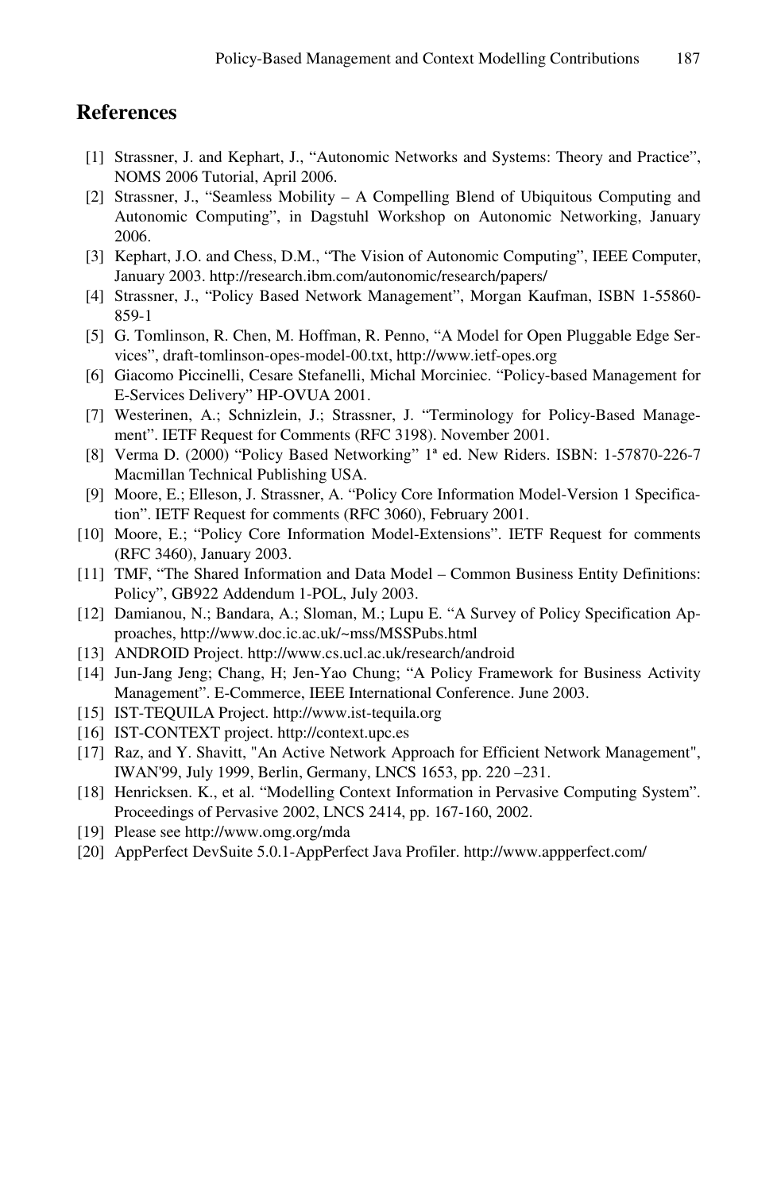## References

[1] Strassner, J. and Kephart, J., "Autonomic Networks and Systems: Theory and Practice", NOMS 2006 Tutorial, April 2006.

[2] Strassner, J., "Seamless Mobility – A Compelling Blend of Ubiquitous Computing and Autonomic Computing", in Dagstuhl Workshop on Autonomic Networking, January 2006.

[3] Kephart, J.O. and Chess, D.M., "The Vision of Autonomic Computing", IEEE Computer, January 2003. http://research.ibm.com/autonomic/research/papers/

[4] Strassner, J., "Policy Based Network Management", Morgan Kaufman, ISBN 1-55860-859-1

[5] G. Tomlinson, R. Chen, M. Hoffman, R. Penno, "A Model for Open Pluggable Edge Services", draft-tomlinson-opes-model-00.txt, http://www.ietf-opes.org

[6] Giacomo Piccinelli, Cesare Stefanelli, Michal Morciniec. "Policy-based Management for E-Services Delivery" HP-OVUA 2001.

[7] Westerinen, A.; Schnizlein, J.; Strassner, J. "Terminology for Policy-Based Management". IETF Request for Comments (RFC 3198). November 2001.

[8] Verma D. (2000) "Policy Based Networking" 1ª ed. New Riders. ISBN: 1-57870-226-7 Macmillan Technical Publishing USA.

[9] Moore, E.; Elleson, J. Strassner, A. "Policy Core Information Model-Version 1 Specification". IETF Request for comments (RFC 3060), February 2001.

[10] Moore, E.; "Policy Core Information Model-Extensions". IETF Request for comments (RFC 3460), January 2003.

[11] TMF, "The Shared Information and Data Model – Common Business Entity Definitions: Policy", GB922 Addendum 1-POL, July 2003.

[12] Damianou, N.; Bandara, A.; Sloman, M.; Lupu E. "A Survey of Policy Specification Approaches, http://www.doc.ic.ac.uk/~mss/MSSPubs.html

[13] ANDROID Project. http://www.cs.ucl.ac.uk/research/android

[14] Jun-Jang Jeng; Chang, H; Jen-Yao Chung; "A Policy Framework for Business Activity Management". E-Commerce, IEEE International Conference. June 2003.

[15] IST-TEQUILA Project. http://www.ist-tequila.org

[16] IST-CONTEXT project. http://context.upc.es

[17] Raz, and Y. Shavitt, "An Active Network Approach for Efficient Network Management", IWAN'99, July 1999, Berlin, Germany, LNCS 1653, pp. 220 –231.

[18] Henricksen. K., et al. "Modelling Context Information in Pervasive Computing System". Proceedings of Pervasive 2002, LNCS 2414, pp. 167-160, 2002.

[19] Please see http://www.omg.org/mda

[20] AppPerfect DevSuite 5.0.1-AppPerfect Java Profiler. http://www.appperfect.com/